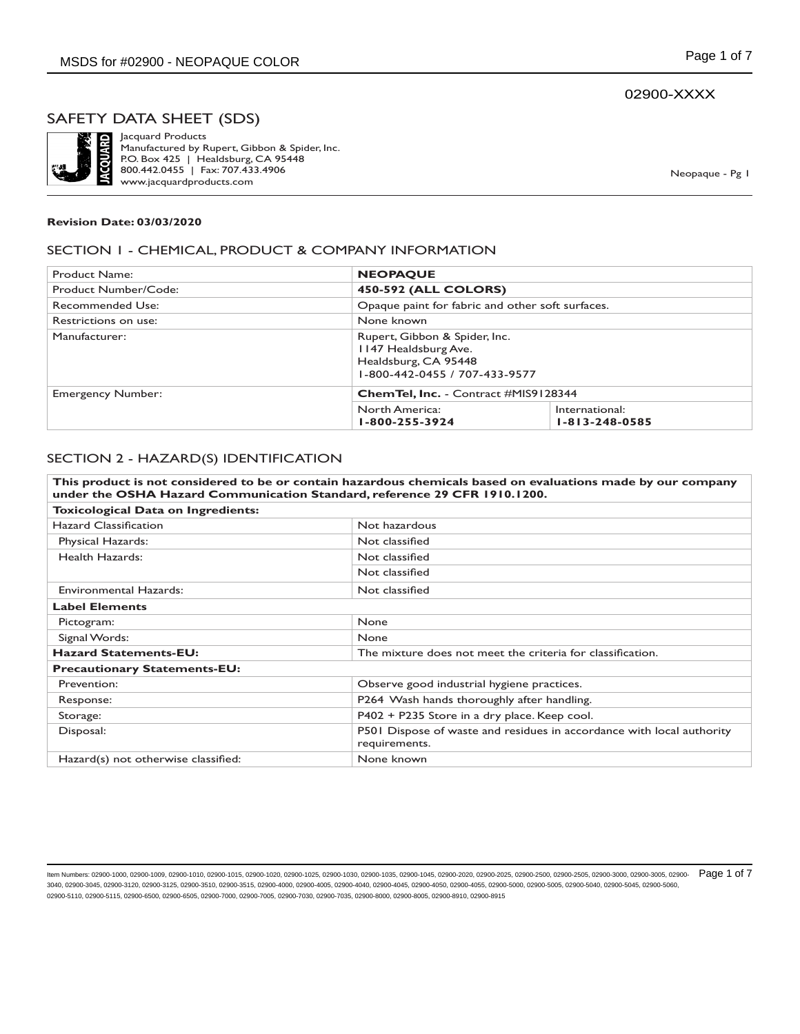02900-XXXX

# SAFETY DATA SHEET (SDS)

Jacquard Products
Manufactured by Rupert, Gibbon & Spider, Inc.
P.O. Box 425 | Healdsburg, CA 95448
800.442.0455 | Fax: 707.433.4906
www.jacquardproducts.com

Neopaque - Pg 1

**Revision Date: 03/03/2020**

## SECTION 1 - CHEMICAL, PRODUCT & COMPANY INFORMATION

| Product Name: | **NEOPAQUE** | |
|---|---|---|
| Product Number/Code: | **450-592 (ALL COLORS)** | |
| Recommended Use: | Opaque paint for fabric and other soft surfaces. | |
| Restrictions on use: | None known | |
| Manufacturer: | Rupert, Gibbon & Spider, Inc.<br>1147 Healdsburg Ave.<br>Healdsburg, CA 95448<br>1-800-442-0455 / 707-433-9577 | |
| Emergency Number: | **ChemTel, Inc.** - Contract #MIS9128344 | |
| | North America:<br>**1-800-255-3924** | International:<br>**1-813-248-0585** |

## SECTION 2 - HAZARD(S) IDENTIFICATION

| **This product is not considered to be or contain hazardous chemicals based on evaluations made by our company under the OSHA Hazard Communication Standard, reference 29 CFR 1910.1200.** | |
|---|---|
| **Toxicological Data on Ingredients:** | |
| Hazard Classification | Not hazardous |
| Physical Hazards: | Not classified |
| Health Hazards: | Not classified |
| | Not classified |
| Environmental Hazards: | Not classified |
| **Label Elements** | |
| Pictogram: | None |
| Signal Words: | None |
| **Hazard Statements-EU:** | The mixture does not meet the criteria for classification. |
| **Precautionary Statements-EU:** | |
| Prevention: | Observe good industrial hygiene practices. |
| Response: | P264 Wash hands thoroughly after handling. |
| Storage: | P402 + P235 Store in a dry place. Keep cool. |
| Disposal: | P501 Dispose of waste and residues in accordance with local authority requirements. |
| Hazard(s) not otherwise classified: | None known |

Item Numbers: 02900-1000, 02900-1009, 02900-1010, 02900-1015, 02900-1020, 02900-1025, 02900-1030, 02900-1035, 02900-1045, 02900-2020, 02900-2025, 02900-2500, 02900-2505, 02900-3000, 02900-3005, 02900-3040, 02900-3045, 02900-3120, 02900-3125, 02900-3510, 02900-3515, 02900-4000, 02900-4005, 02900-4040, 02900-4045, 02900-4050, 02900-4055, 02900-5000, 02900-5005, 02900-5040, 02900-5045, 02900-5060, 02900-5110, 02900-5115, 02900-6500, 02900-6505, 02900-7000, 02900-7005, 02900-7030, 02900-7035, 02900-8000, 02900-8005, 02900-8910, 02900-8915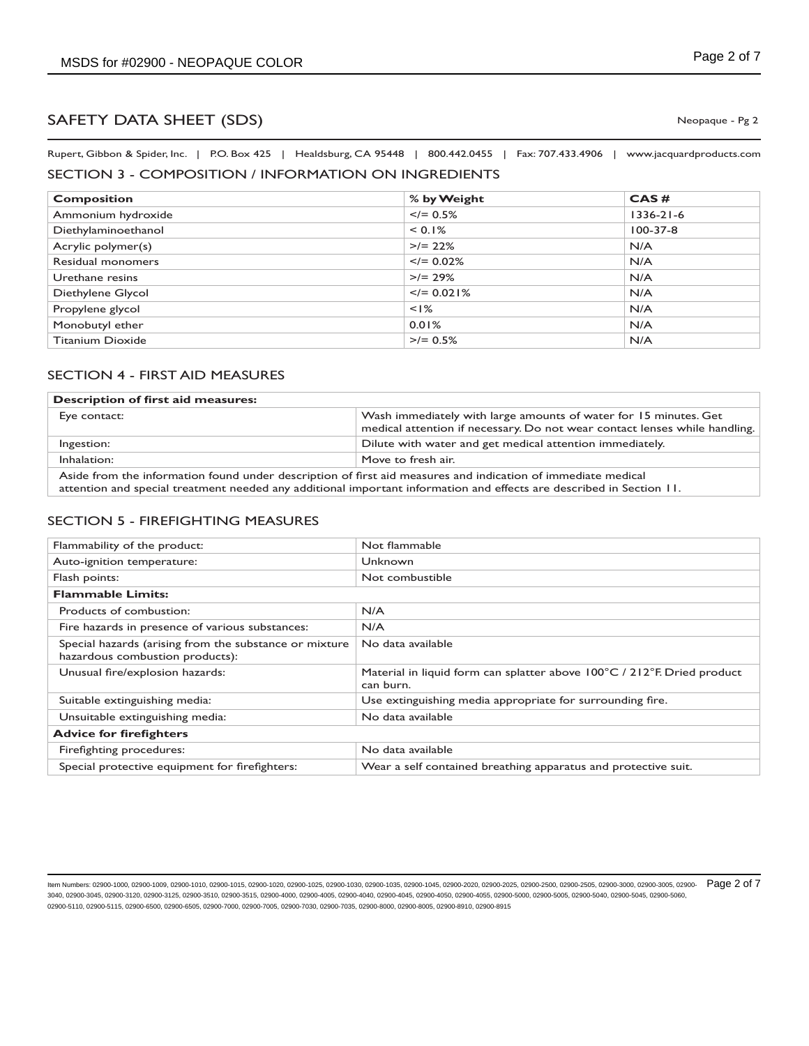# SAFETY DATA SHEET (SDS)

Rupert, Gibbon & Spider, Inc. | P.O. Box 425 | Healdsburg, CA 95448 | 800.442.0455 | Fax: 707.433.4906 | www.jacquardproducts.com

## SECTION 3 - COMPOSITION / INFORMATION ON INGREDIENTS

| Composition | % by Weight | CAS # |
|---|---|---|
| Ammonium hydroxide | </= 0.5% | 1336-21-6 |
| Diethylaminoethanol | < 0.1% | 100-37-8 |
| Acrylic polymer(s) | >/= 22% | N/A |
| Residual monomers | </= 0.02% | N/A |
| Urethane resins | >/= 29% | N/A |
| Diethylene Glycol | </= 0.021% | N/A |
| Propylene glycol | <1% | N/A |
| Monobutyl ether | 0.01% | N/A |
| Titanium Dioxide | >/= 0.5% | N/A |

## SECTION 4 - FIRST AID MEASURES

| **Description of first aid measures:** | |
|---|---|
| Eye contact: | Wash immediately with large amounts of water for 15 minutes. Get medical attention if necessary. Do not wear contact lenses while handling. |
| Ingestion: | Dilute with water and get medical attention immediately. |
| Inhalation: | Move to fresh air. |
| Aside from the information found under description of first aid measures and indication of immediate medical attention and special treatment needed any additional important information and effects are described in Section 11. | |

## SECTION 5 - FIREFIGHTING MEASURES

| | |
|---|---|
| Flammability of the product: | Not flammable |
| Auto-ignition temperature: | Unknown |
| Flash points: | Not combustible |
| **Flammable Limits:** | |
| Products of combustion: | N/A |
| Fire hazards in presence of various substances: | N/A |
| Special hazards (arising from the substance or mixture hazardous combustion products): | No data available |
| Unusual fire/explosion hazards: | Material in liquid form can splatter above 100°C / 212°F. Dried product can burn. |
| Suitable extinguishing media: | Use extinguishing media appropriate for surrounding fire. |
| Unsuitable extinguishing media: | No data available |
| **Advice for firefighters** | |
| Firefighting procedures: | No data available |
| Special protective equipment for firefighters: | Wear a self contained breathing apparatus and protective suit. |

Item Numbers: 02900-1000, 02900-1009, 02900-1010, 02900-1015, 02900-1020, 02900-1025, 02900-1030, 02900-1035, 02900-1045, 02900-2020, 02900-2025, 02900-2500, 02900-2505, 02900-3000, 02900-3005, 02900-3040, 02900-3045, 02900-3120, 02900-3125, 02900-3510, 02900-3515, 02900-4000, 02900-4005, 02900-4040, 02900-4045, 02900-4050, 02900-4055, 02900-5000, 02900-5005, 02900-5040, 02900-5045, 02900-5060, 02900-5110, 02900-5115, 02900-6500, 02900-6505, 02900-7000, 02900-7005, 02900-7030, 02900-7035, 02900-8000, 02900-8005, 02900-8910, 02900-8915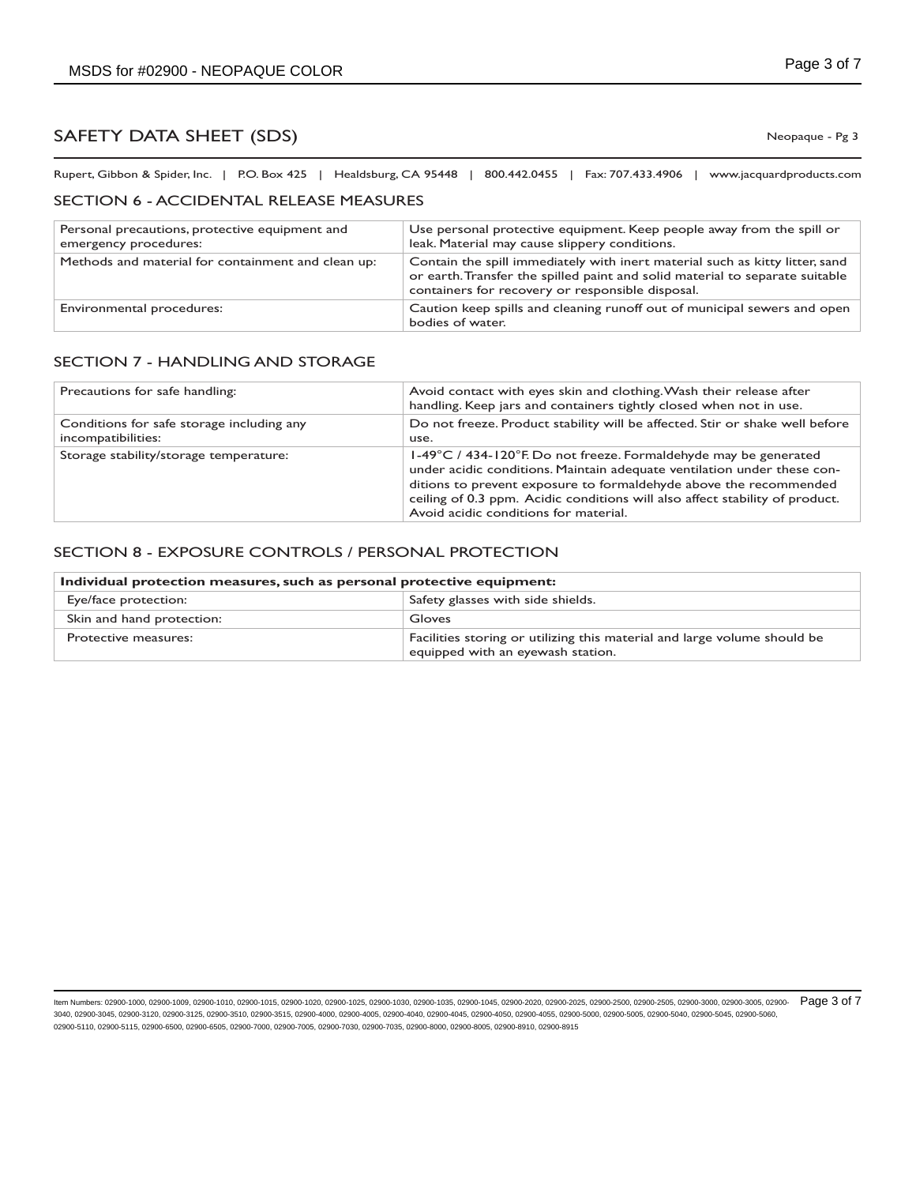# SAFETY DATA SHEET (SDS)

Rupert, Gibbon & Spider, Inc. | P.O. Box 425 | Healdsburg, CA 95448 | 800.442.0455 | Fax: 707.433.4906 | www.jacquardproducts.com

## SECTION 6 - ACCIDENTAL RELEASE MEASURES

| | |
|---|---|
| Personal precautions, protective equipment and emergency procedures: | Use personal protective equipment. Keep people away from the spill or leak. Material may cause slippery conditions. |
| Methods and material for containment and clean up: | Contain the spill immediately with inert material such as kitty litter, sand or earth. Transfer the spilled paint and solid material to separate suitable containers for recovery or responsible disposal. |
| Environmental procedures: | Caution keep spills and cleaning runoff out of municipal sewers and open bodies of water. |

## SECTION 7 - HANDLING AND STORAGE

| | |
|---|---|
| Precautions for safe handling: | Avoid contact with eyes skin and clothing. Wash their release after handling. Keep jars and containers tightly closed when not in use. |
| Conditions for safe storage including any incompatibilities: | Do not freeze. Product stability will be affected. Stir or shake well before use. |
| Storage stability/storage temperature: | 1-49°C / 434-120°F. Do not freeze. Formaldehyde may be generated under acidic conditions. Maintain adequate ventilation under these conditions to prevent exposure to formaldehyde above the recommended ceiling of 0.3 ppm. Acidic conditions will also affect stability of product. Avoid acidic conditions for material. |

## SECTION 8 - EXPOSURE CONTROLS / PERSONAL PROTECTION

| **Individual protection measures, such as personal protective equipment:** | |
|---|---|
| Eye/face protection: | Safety glasses with side shields. |
| Skin and hand protection: | Gloves |
| Protective measures: | Facilities storing or utilizing this material and large volume should be equipped with an eyewash station. |

Item Numbers: 02900-1000, 02900-1009, 02900-1010, 02900-1015, 02900-1020, 02900-1025, 02900-1030, 02900-1035, 02900-1045, 02900-2020, 02900-2025, 02900-2500, 02900-2505, 02900-3000, 02900-3005, 02900-3040, 02900-3045, 02900-3120, 02900-3125, 02900-3510, 02900-3515, 02900-4000, 02900-4005, 02900-4040, 02900-4045, 02900-4050, 02900-4055, 02900-5000, 02900-5005, 02900-5040, 02900-5045, 02900-5060, 02900-5110, 02900-5115, 02900-6500, 02900-6505, 02900-7000, 02900-7005, 02900-7030, 02900-7035, 02900-8000, 02900-8005, 02900-8910, 02900-8915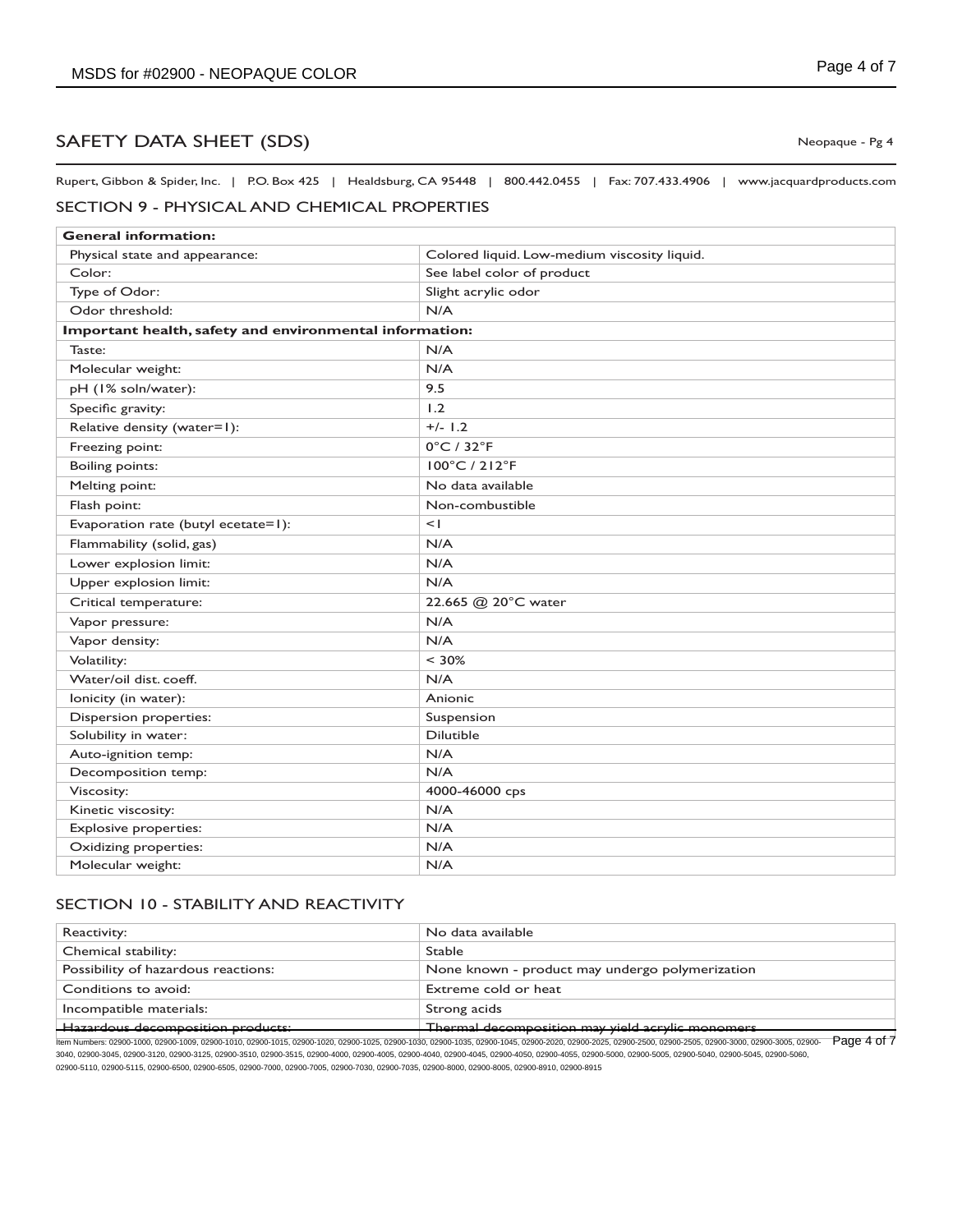# SAFETY DATA SHEET (SDS)

Rupert, Gibbon & Spider, Inc. | P.O. Box 425 | Healdsburg, CA 95448 | 800.442.0455 | Fax: 707.433.4906 | www.jacquardproducts.com

## SECTION 9 - PHYSICAL AND CHEMICAL PROPERTIES

| **General information:** | |
|---|---|
| Physical state and appearance: | Colored liquid. Low-medium viscosity liquid. |
| Color: | See label color of product |
| Type of Odor: | Slight acrylic odor |
| Odor threshold: | N/A |
| **Important health, safety and environmental information:** | |
| Taste: | N/A |
| Molecular weight: | N/A |
| pH (1% soln/water): | 9.5 |
| Specific gravity: | 1.2 |
| Relative density (water=1): | +/- 1.2 |
| Freezing point: | 0°C / 32°F |
| Boiling points: | 100°C / 212°F |
| Melting point: | No data available |
| Flash point: | Non-combustible |
| Evaporation rate (butyl ecetate=1): | <1 |
| Flammability (solid, gas) | N/A |
| Lower explosion limit: | N/A |
| Upper explosion limit: | N/A |
| Critical temperature: | 22.665 @ 20°C water |
| Vapor pressure: | N/A |
| Vapor density: | N/A |
| Volatility: | < 30% |
| Water/oil dist. coeff. | N/A |
| Ionicity (in water): | Anionic |
| Dispersion properties: | Suspension |
| Solubility in water: | Dilutible |
| Auto-ignition temp: | N/A |
| Decomposition temp: | N/A |
| Viscosity: | 4000-46000 cps |
| Kinetic viscosity: | N/A |
| Explosive properties: | N/A |
| Oxidizing properties: | N/A |
| Molecular weight: | N/A |

## SECTION 10 - STABILITY AND REACTIVITY

| Reactivity: | No data available |
|---|---|
| Chemical stability: | Stable |
| Possibility of hazardous reactions: | None known - product may undergo polymerization |
| Conditions to avoid: | Extreme cold or heat |
| Incompatible materials: | Strong acids |
| Hazardous decomposition products: | Thermal decomposition may yield acrylic monomers |

Item Numbers: 02900-1000, 02900-1009, 02900-1010, 02900-1015, 02900-1020, 02900-1025, 02900-1030, 02900-1035, 02900-1045, 02900-2020, 02900-2025, 02900-2500, 02900-2505, 02900-3000, 02900-3005, 02900-3040, 02900-3045, 02900-3120, 02900-3125, 02900-3510, 02900-3515, 02900-4000, 02900-4005, 02900-4040, 02900-4045, 02900-4050, 02900-4055, 02900-5000, 02900-5005, 02900-5040, 02900-5045, 02900-5060, 02900-5110, 02900-5115, 02900-6500, 02900-6505, 02900-7000, 02900-7005, 02900-7030, 02900-7035, 02900-8000, 02900-8005, 02900-8910, 02900-8915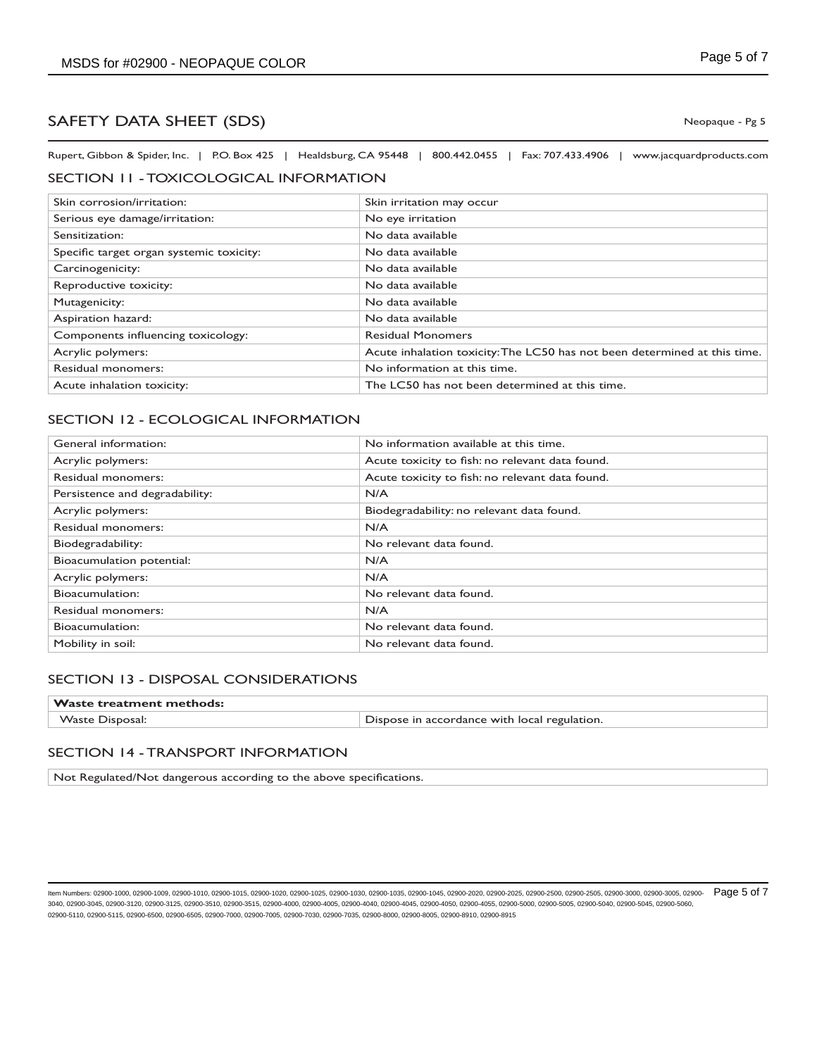# SAFETY DATA SHEET (SDS)

Rupert, Gibbon & Spider, Inc. | P.O. Box 425 | Healdsburg, CA 95448 | 800.442.0455 | Fax: 707.433.4906 | www.jacquardproducts.com

## SECTION 11 - TOXICOLOGICAL INFORMATION

| | |
|---|---|
| Skin corrosion/irritation: | Skin irritation may occur |
| Serious eye damage/irritation: | No eye irritation |
| Sensitization: | No data available |
| Specific target organ systemic toxicity: | No data available |
| Carcinogenicity: | No data available |
| Reproductive toxicity: | No data available |
| Mutagenicity: | No data available |
| Aspiration hazard: | No data available |
| Components influencing toxicology: | Residual Monomers |
| Acrylic polymers: | Acute inhalation toxicity: The LC50 has not been determined at this time. |
| Residual monomers: | No information at this time. |
| Acute inhalation toxicity: | The LC50 has not been determined at this time. |

## SECTION 12 - ECOLOGICAL INFORMATION

| | |
|---|---|
| General information: | No information available at this time. |
| Acrylic polymers: | Acute toxicity to fish: no relevant data found. |
| Residual monomers: | Acute toxicity to fish: no relevant data found. |
| Persistence and degradability: | N/A |
| Acrylic polymers: | Biodegradability: no relevant data found. |
| Residual monomers: | N/A |
| Biodegradability: | No relevant data found. |
| Bioacumulation potential: | N/A |
| Acrylic polymers: | N/A |
| Bioacumulation: | No relevant data found. |
| Residual monomers: | N/A |
| Bioacumulation: | No relevant data found. |
| Mobility in soil: | No relevant data found. |

## SECTION 13 - DISPOSAL CONSIDERATIONS

| **Waste treatment methods:** | |
|---|---|
| Waste Disposal: | Dispose in accordance with local regulation. |

## SECTION 14 - TRANSPORT INFORMATION

Not Regulated/Not dangerous according to the above specifications.

Item Numbers: 02900-1000, 02900-1009, 02900-1010, 02900-1015, 02900-1020, 02900-1025, 02900-1030, 02900-1035, 02900-1045, 02900-2020, 02900-2025, 02900-2500, 02900-2505, 02900-3000, 02900-3005, 02900-3040, 02900-3045, 02900-3120, 02900-3125, 02900-3510, 02900-3515, 02900-4000, 02900-4005, 02900-4040, 02900-4045, 02900-4050, 02900-4055, 02900-5000, 02900-5005, 02900-5040, 02900-5045, 02900-5060, 02900-5110, 02900-5115, 02900-6500, 02900-6505, 02900-7000, 02900-7005, 02900-7030, 02900-7035, 02900-8000, 02900-8005, 02900-8910, 02900-8915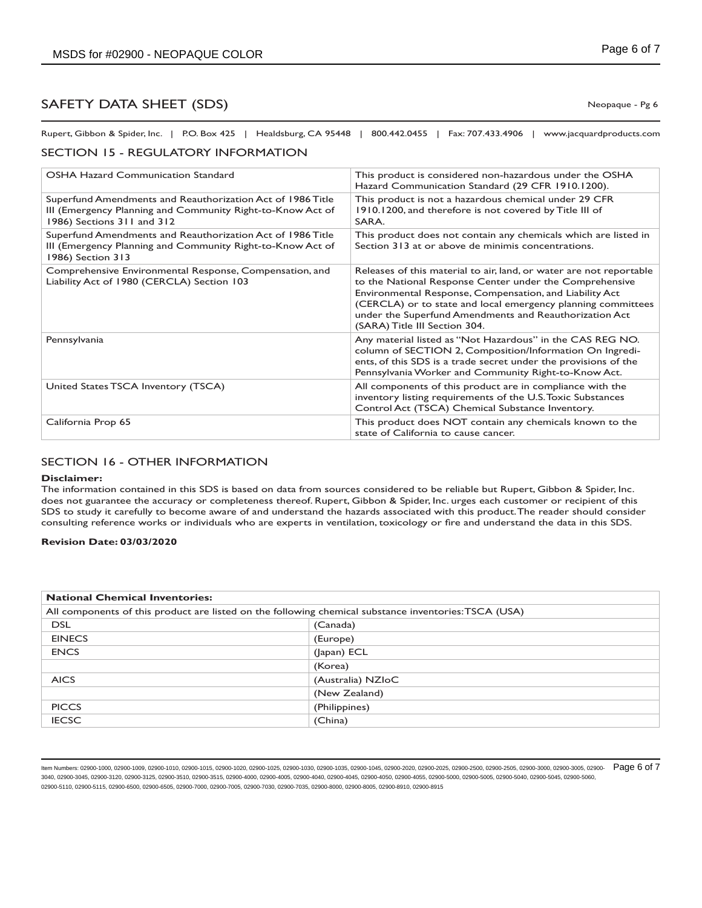# SAFETY DATA SHEET (SDS)

Rupert, Gibbon & Spider, Inc. | P.O. Box 425 | Healdsburg, CA 95448 | 800.442.0455 | Fax: 707.433.4906 | www.jacquardproducts.com

## SECTION 15 - REGULATORY INFORMATION

| | |
|---|---|
| OSHA Hazard Communication Standard | This product is considered non-hazardous under the OSHA Hazard Communication Standard (29 CFR 1910.1200). |
| Superfund Amendments and Reauthorization Act of 1986 Title III (Emergency Planning and Community Right-to-Know Act of 1986) Sections 311 and 312 | This product is not a hazardous chemical under 29 CFR 1910.1200, and therefore is not covered by Title III of SARA. |
| Superfund Amendments and Reauthorization Act of 1986 Title III (Emergency Planning and Community Right-to-Know Act of 1986) Section 313 | This product does not contain any chemicals which are listed in Section 313 at or above de minimis concentrations. |
| Comprehensive Environmental Response, Compensation, and Liability Act of 1980 (CERCLA) Section 103 | Releases of this material to air, land, or water are not reportable to the National Response Center under the Comprehensive Environmental Response, Compensation, and Liability Act (CERCLA) or to state and local emergency planning committees under the Superfund Amendments and Reauthorization Act (SARA) Title III Section 304. |
| Pennsylvania | Any material listed as "Not Hazardous" in the CAS REG NO. column of SECTION 2, Composition/Information On Ingredients, of this SDS is a trade secret under the provisions of the Pennsylvania Worker and Community Right-to-Know Act. |
| United States TSCA Inventory (TSCA) | All components of this product are in compliance with the inventory listing requirements of the U.S. Toxic Substances Control Act (TSCA) Chemical Substance Inventory. |
| California Prop 65 | This product does NOT contain any chemicals known to the state of California to cause cancer. |

## SECTION 16 - OTHER INFORMATION

**Disclaimer:**
The information contained in this SDS is based on data from sources considered to be reliable but Rupert, Gibbon & Spider, Inc. does not guarantee the accuracy or completeness thereof. Rupert, Gibbon & Spider, Inc. urges each customer or recipient of this SDS to study it carefully to become aware of and understand the hazards associated with this product. The reader should consider consulting reference works or individuals who are experts in ventilation, toxicology or fire and understand the data in this SDS.

**Revision Date: 03/03/2020**

| **National Chemical Inventories:** | |
|---|---|
| All components of this product are listed on the following chemical substance inventories: TSCA (USA) | |
| DSL | (Canada) |
| EINECS | (Europe) |
| ENCS | (Japan) ECL |
| | (Korea) |
| AICS | (Australia) NZIoC |
| | (New Zealand) |
| PICCS | (Philippines) |
| IECSC | (China) |

Item Numbers: 02900-1000, 02900-1009, 02900-1010, 02900-1015, 02900-1020, 02900-1025, 02900-1030, 02900-1035, 02900-1045, 02900-2020, 02900-2025, 02900-2500, 02900-2505, 02900-3000, 02900-3005, 02900-3040, 02900-3045, 02900-3120, 02900-3125, 02900-3510, 02900-3515, 02900-4000, 02900-4005, 02900-4040, 02900-4045, 02900-4050, 02900-4055, 02900-5000, 02900-5005, 02900-5040, 02900-5045, 02900-5060, 02900-5110, 02900-5115, 02900-6500, 02900-6505, 02900-7000, 02900-7005, 02900-7030, 02900-7035, 02900-8000, 02900-8005, 02900-8910, 02900-8915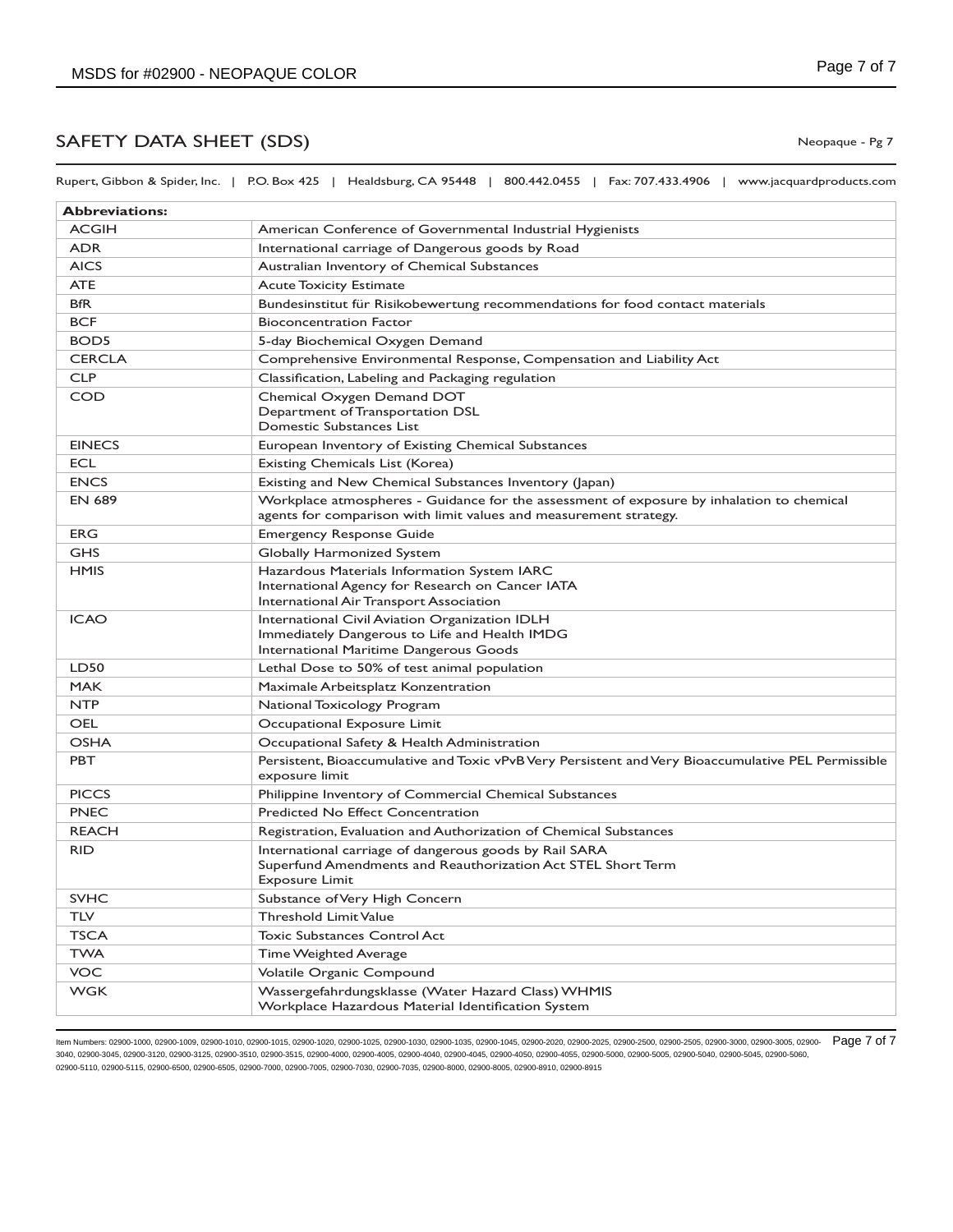## SAFETY DATA SHEET (SDS)

Rupert, Gibbon & Spider, Inc. | P.O. Box 425 | Healdsburg, CA 95448 | 800.442.0455 | Fax: 707.433.4906 | www.jacquardproducts.com

| **Abbreviations:** | |
|---|---|
| ACGIH | American Conference of Governmental Industrial Hygienists |
| ADR | International carriage of Dangerous goods by Road |
| AICS | Australian Inventory of Chemical Substances |
| ATE | Acute Toxicity Estimate |
| BfR | Bundesinstitut für Risikobewertung recommendations for food contact materials |
| BCF | Bioconcentration Factor |
| BOD5 | 5-day Biochemical Oxygen Demand |
| CERCLA | Comprehensive Environmental Response, Compensation and Liability Act |
| CLP | Classification, Labeling and Packaging regulation |
| COD | Chemical Oxygen Demand DOT<br>Department of Transportation DSL<br>Domestic Substances List |
| EINECS | European Inventory of Existing Chemical Substances |
| ECL | Existing Chemicals List (Korea) |
| ENCS | Existing and New Chemical Substances Inventory (Japan) |
| EN 689 | Workplace atmospheres - Guidance for the assessment of exposure by inhalation to chemical agents for comparison with limit values and measurement strategy. |
| ERG | Emergency Response Guide |
| GHS | Globally Harmonized System |
| HMIS | Hazardous Materials Information System IARC<br>International Agency for Research on Cancer IATA<br>International Air Transport Association |
| ICAO | International Civil Aviation Organization IDLH<br>Immediately Dangerous to Life and Health IMDG<br>International Maritime Dangerous Goods |
| LD50 | Lethal Dose to 50% of test animal population |
| MAK | Maximale Arbeitsplatz Konzentration |
| NTP | National Toxicology Program |
| OEL | Occupational Exposure Limit |
| OSHA | Occupational Safety & Health Administration |
| PBT | Persistent, Bioaccumulative and Toxic vPvB Very Persistent and Very Bioaccumulative PEL Permissible exposure limit |
| PICCS | Philippine Inventory of Commercial Chemical Substances |
| PNEC | Predicted No Effect Concentration |
| REACH | Registration, Evaluation and Authorization of Chemical Substances |
| RID | International carriage of dangerous goods by Rail SARA<br>Superfund Amendments and Reauthorization Act STEL Short Term<br>Exposure Limit |
| SVHC | Substance of Very High Concern |
| TLV | Threshold Limit Value |
| TSCA | Toxic Substances Control Act |
| TWA | Time Weighted Average |
| VOC | Volatile Organic Compound |
| WGK | Wassergefahrdungsklasse (Water Hazard Class) WHMIS<br>Workplace Hazardous Material Identification System |

Item Numbers: 02900-1000, 02900-1009, 02900-1010, 02900-1015, 02900-1020, 02900-1025, 02900-1030, 02900-1035, 02900-1045, 02900-2020, 02900-2025, 02900-2500, 02900-2505, 02900-3000, 02900-3005, 02900-3040, 02900-3045, 02900-3120, 02900-3125, 02900-3510, 02900-3515, 02900-4000, 02900-4005, 02900-4040, 02900-4045, 02900-4050, 02900-4055, 02900-5000, 02900-5005, 02900-5040, 02900-5045, 02900-5060, 02900-5110, 02900-5115, 02900-6500, 02900-6505, 02900-7000, 02900-7005, 02900-7030, 02900-7035, 02900-8000, 02900-8005, 02900-8910, 02900-8915